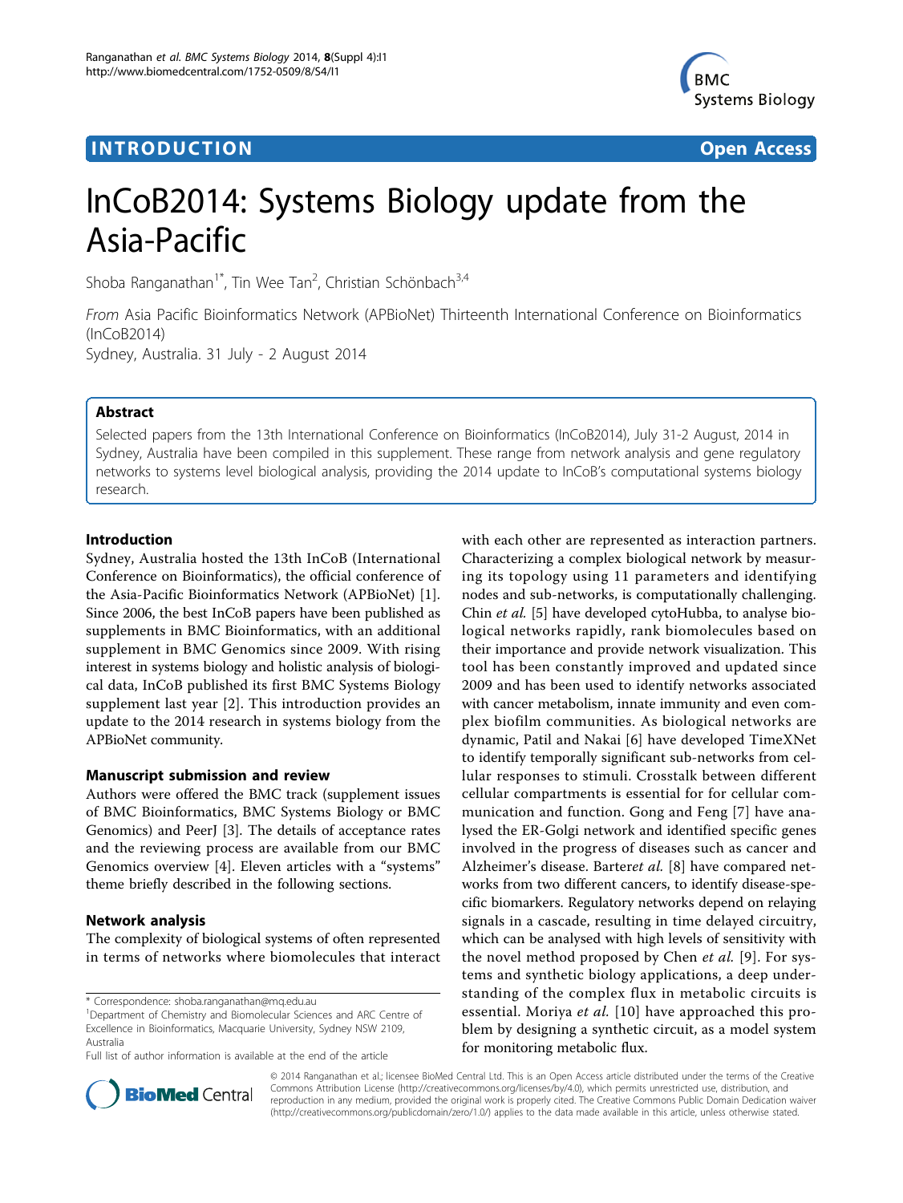INTRODUCTION Open Access

# InCoB2014: Systems Biology update from the Asia-Pacific

Shoba Ranganathan[1*], Tin Wee Tan[2], Christian Schönbach[3,4]

*From* Asia Pacific Bioinformatics Network (APBioNet) Thirteenth International Conference on Bioinformatics (InCoB2014)
Sydney, Australia. 31 July - 2 August 2014

## Abstract

Selected papers from the 13th International Conference on Bioinformatics (InCoB2014), July 31-2 August, 2014 in Sydney, Australia have been compiled in this supplement. These range from network analysis and gene regulatory networks to systems level biological analysis, providing the 2014 update to InCoB's computational systems biology research.

## Introduction

Sydney, Australia hosted the 13th InCoB (International Conference on Bioinformatics), the official conference of the Asia-Pacific Bioinformatics Network (APBioNet) [1]. Since 2006, the best InCoB papers have been published as supplements in BMC Bioinformatics, with an additional supplement in BMC Genomics since 2009. With rising interest in systems biology and holistic analysis of biological data, InCoB published its first BMC Systems Biology supplement last year [2]. This introduction provides an update to the 2014 research in systems biology from the APBioNet community.

## Manuscript submission and review

Authors were offered the BMC track (supplement issues of BMC Bioinformatics, BMC Systems Biology or BMC Genomics) and PeerJ [3]. The details of acceptance rates and the reviewing process are available from our BMC Genomics overview [4]. Eleven articles with a "systems" theme briefly described in the following sections.

## Network analysis

The complexity of biological systems of often represented in terms of networks where biomolecules that interact with each other are represented as interaction partners. Characterizing a complex biological network by measuring its topology using 11 parameters and identifying nodes and sub-networks, is computationally challenging. Chin *et al.* [5] have developed cytoHubba, to analyse biological networks rapidly, rank biomolecules based on their importance and provide network visualization. This tool has been constantly improved and updated since 2009 and has been used to identify networks associated with cancer metabolism, innate immunity and even complex biofilm communities. As biological networks are dynamic, Patil and Nakai [6] have developed TimeXNet to identify temporally significant sub-networks from cellular responses to stimuli. Crosstalk between different cellular compartments is essential for for cellular communication and function. Gong and Feng [7] have analysed the ER-Golgi network and identified specific genes involved in the progress of diseases such as cancer and Alzheimer's disease. Barter*et al.* [8] have compared networks from two different cancers, to identify disease-specific biomarkers. Regulatory networks depend on relaying signals in a cascade, resulting in time delayed circuitry, which can be analysed with high levels of sensitivity with the novel method proposed by Chen *et al.* [9]. For systems and synthetic biology applications, a deep understanding of the complex flux in metabolic circuits is essential. Moriya *et al.* [10] have approached this problem by designing a synthetic circuit, as a model system for monitoring metabolic flux.

\* Correspondence: shoba.ranganathan@mq.edu.au
[1]Department of Chemistry and Biomolecular Sciences and ARC Centre of Excellence in Bioinformatics, Macquarie University, Sydney NSW 2109, Australia
Full list of author information is available at the end of the article

© 2014 Ranganathan et al.; licensee BioMed Central Ltd. This is an Open Access article distributed under the terms of the Creative Commons Attribution License (http://creativecommons.org/licenses/by/4.0), which permits unrestricted use, distribution, and reproduction in any medium, provided the original work is properly cited. The Creative Commons Public Domain Dedication waiver (http://creativecommons.org/publicdomain/zero/1.0/) applies to the data made available in this article, unless otherwise stated.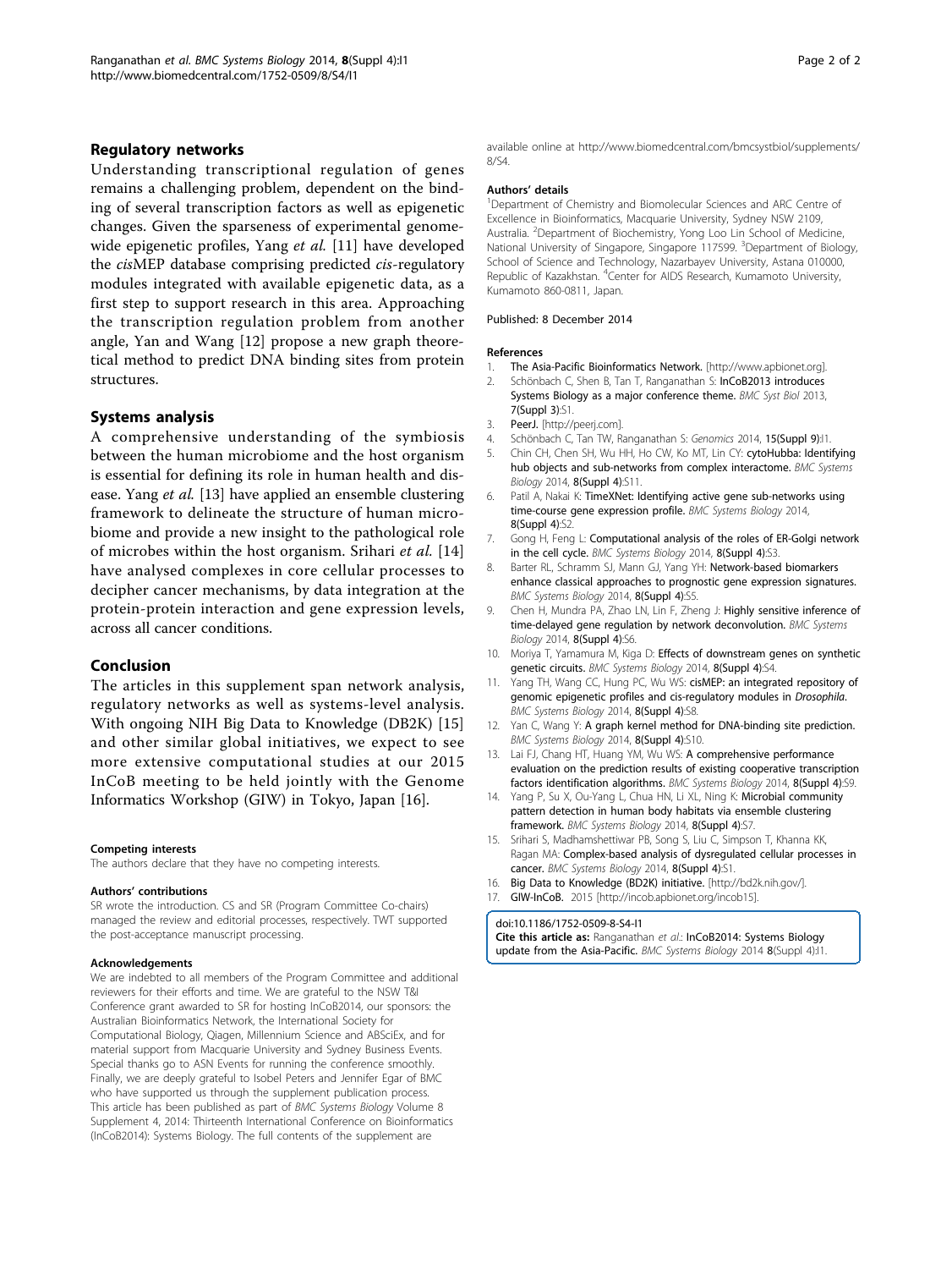## Regulatory networks

Understanding transcriptional regulation of genes remains a challenging problem, dependent on the binding of several transcription factors as well as epigenetic changes. Given the sparseness of experimental genome-wide epigenetic profiles, Yang *et al.* [11] have developed the *cis*MEP database comprising predicted *cis*-regulatory modules integrated with available epigenetic data, as a first step to support research in this area. Approaching the transcription regulation problem from another angle, Yan and Wang [12] propose a new graph theoretical method to predict DNA binding sites from protein structures.

## Systems analysis

A comprehensive understanding of the symbiosis between the human microbiome and the host organism is essential for defining its role in human health and disease. Yang *et al.* [13] have applied an ensemble clustering framework to delineate the structure of human microbiome and provide a new insight to the pathological role of microbes within the host organism. Srihari *et al.* [14] have analysed complexes in core cellular processes to decipher cancer mechanisms, by data integration at the protein-protein interaction and gene expression levels, across all cancer conditions.

## Conclusion

The articles in this supplement span network analysis, regulatory networks as well as systems-level analysis. With ongoing NIH Big Data to Knowledge (DB2K) [15] and other similar global initiatives, we expect to see more extensive computational studies at our 2015 InCoB meeting to be held jointly with the Genome Informatics Workshop (GIW) in Tokyo, Japan [16].

#### Competing interests

The authors declare that they have no competing interests.

#### Authors' contributions

SR wrote the introduction. CS and SR (Program Committee Co-chairs) managed the review and editorial processes, respectively. TWT supported the post-acceptance manuscript processing.

#### Acknowledgements

We are indebted to all members of the Program Committee and additional reviewers for their efforts and time. We are grateful to the NSW T&I Conference grant awarded to SR for hosting InCoB2014, our sponsors: the Australian Bioinformatics Network, the International Society for Computational Biology, Qiagen, Millennium Science and ABSciEx, and for material support from Macquarie University and Sydney Business Events. Special thanks go to ASN Events for running the conference smoothly. Finally, we are deeply grateful to Isobel Peters and Jennifer Egar of BMC who have supported us through the supplement publication process.

This article has been published as part of *BMC Systems Biology* Volume 8 Supplement 4, 2014: Thirteenth International Conference on Bioinformatics (InCoB2014): Systems Biology. The full contents of the supplement are available online at http://www.biomedcentral.com/bmcsystbiol/supplements/8/S4.

#### Authors' details

[1]Department of Chemistry and Biomolecular Sciences and ARC Centre of Excellence in Bioinformatics, Macquarie University, Sydney NSW 2109, Australia. [2]Department of Biochemistry, Yong Loo Lin School of Medicine, National University of Singapore, Singapore 117599. [3]Department of Biology, School of Science and Technology, Nazarbayev University, Astana 010000, Republic of Kazakhstan. [4]Center for AIDS Research, Kumamoto University, Kumamoto 860-0811, Japan.

Published: 8 December 2014

#### References

1. **The Asia-Pacific Bioinformatics Network.** [http://www.apbionet.org].
2. Schönbach C, Shen B, Tan T, Ranganathan S: **InCoB2013 introduces Systems Biology as a major conference theme.** *BMC Syst Biol* 2013, **7(Suppl 3)**:S1.
3. **PeerJ.** [http://peerj.com].
4. Schönbach C, Tan TW, Ranganathan S: *Genomics* 2014, **15(Suppl 9)**:I1.
5. Chin CH, Chen SH, Wu HH, Ho CW, Ko MT, Lin CY: **cytoHubba: Identifying hub objects and sub-networks from complex interactome.** *BMC Systems Biology* 2014, **8(Suppl 4)**:S11.
6. Patil A, Nakai K: **TimeXNet: Identifying active gene sub-networks using time-course gene expression profile.** *BMC Systems Biology* 2014, **8(Suppl 4)**:S2.
7. Gong H, Feng L: **Computational analysis of the roles of ER-Golgi network in the cell cycle.** *BMC Systems Biology* 2014, **8(Suppl 4)**:S3.
8. Barter RL, Schramm SJ, Mann GJ, Yang YH: **Network-based biomarkers enhance classical approaches to prognostic gene expression signatures.** *BMC Systems Biology* 2014, **8(Suppl 4)**:S5.
9. Chen H, Mundra PA, Zhao LN, Lin F, Zheng J: **Highly sensitive inference of time-delayed gene regulation by network deconvolution.** *BMC Systems Biology* 2014, **8(Suppl 4)**:S6.
10. Moriya T, Yamamura M, Kiga D: **Effects of downstream genes on synthetic genetic circuits.** *BMC Systems Biology* 2014, **8(Suppl 4)**:S4.
11. Yang TH, Wang CC, Hung PC, Wu WS: **cisMEP: an integrated repository of genomic epigenetic profiles and cis-regulatory modules in *Drosophila*.** *BMC Systems Biology* 2014, **8(Suppl 4)**:S8.
12. Yan C, Wang Y: **A graph kernel method for DNA-binding site prediction.** *BMC Systems Biology* 2014, **8(Suppl 4)**:S10.
13. Lai FJ, Chang HT, Huang YM, Wu WS: **A comprehensive performance evaluation on the prediction results of existing cooperative transcription factors identification algorithms.** *BMC Systems Biology* 2014, **8(Suppl 4)**:S9.
14. Yang P, Su X, Ou-Yang L, Chua HN, Li XL, Ning K: **Microbial community pattern detection in human body habitats via ensemble clustering framework.** *BMC Systems Biology* 2014, **8(Suppl 4)**:S7.
15. Srihari S, Madhamshettiwar PB, Song S, Liu C, Simpson T, Khanna KK, Ragan MA: **Complex-based analysis of dysregulated cellular processes in cancer.** *BMC Systems Biology* 2014, **8(Suppl 4)**:S1.
16. **Big Data to Knowledge (BD2K) initiative.** [http://bd2k.nih.gov/].
17. **GIW-InCoB.** 2015 [http://incob.apbionet.org/incob15].

doi:10.1186/1752-0509-8-S4-I1

**Cite this article as:** Ranganathan *et al.*: **InCoB2014: Systems Biology update from the Asia-Pacific.** *BMC Systems Biology* 2014 **8**(Suppl 4):I1.